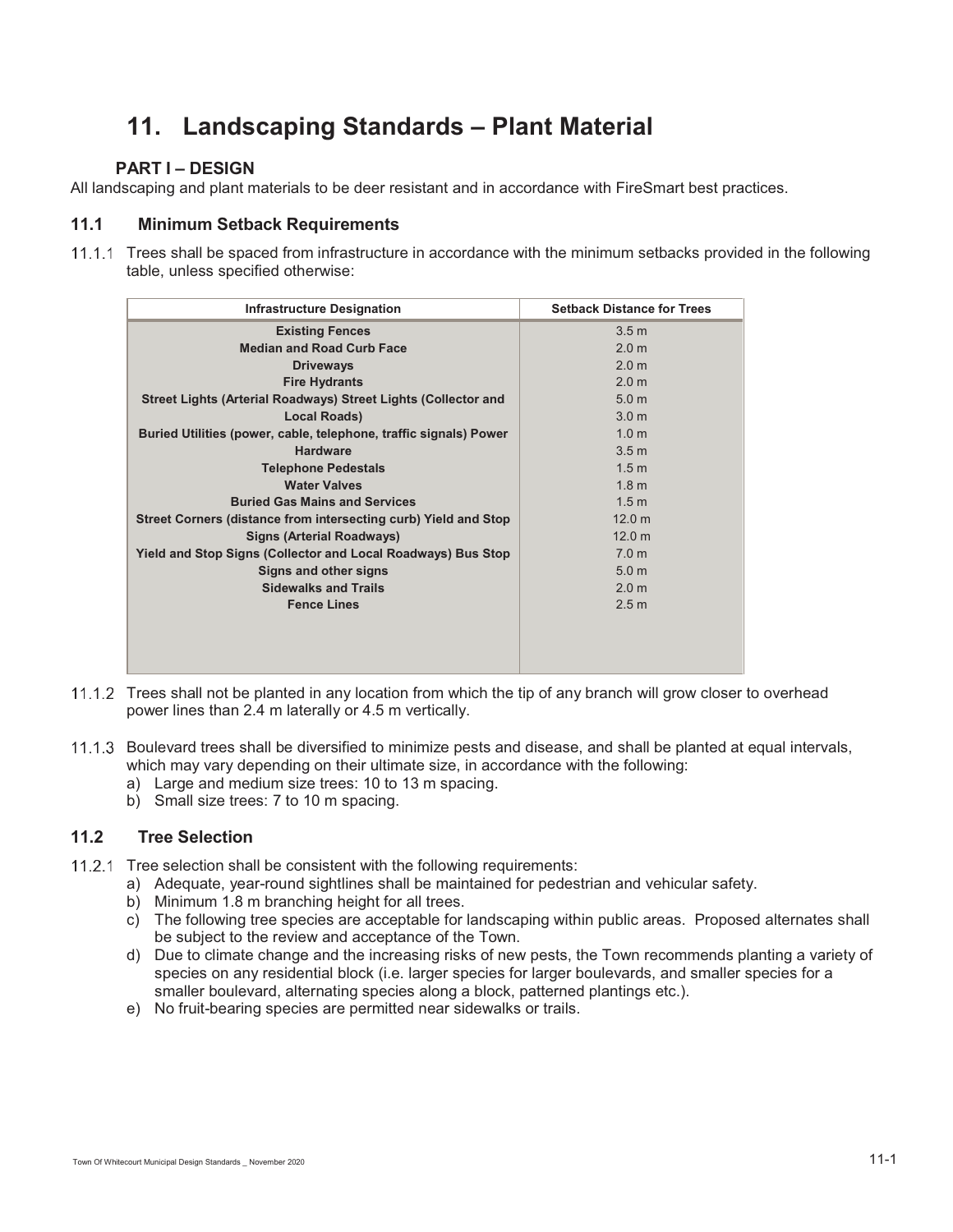# 11. Landscaping Standards – Plant Material

## PART I – DESIGN

All landscaping and plant materials to be deer resistant and in accordance with FireSmart best practices.

### 11.1 Minimum Setback Requirements

11.1.1 Trees shall be spaced from infrastructure in accordance with the minimum setbacks provided in the following table, unless specified otherwise:

| Infrastructure Designation | Setback Distance for Trees |
|---|---|
| **Existing Fences** | 3.5 m |
| **Median and Road Curb Face** | 2.0 m |
| **Driveways** | 2.0 m |
| **Fire Hydrants** | 2.0 m |
| **Street Lights (Arterial Roadways) Street Lights (Collector and** | 5.0 m |
| **Local Roads)** | 3.0 m |
| **Buried Utilities (power, cable, telephone, traffic signals) Power** | 1.0 m |
| **Hardware** | 3.5 m |
| **Telephone Pedestals** | 1.5 m |
| **Water Valves** | 1.8 m |
| **Buried Gas Mains and Services** | 1.5 m |
| **Street Corners (distance from intersecting curb) Yield and Stop** | 12.0 m |
| **Signs (Arterial Roadways)** | 12.0 m |
| **Yield and Stop Signs (Collector and Local Roadways) Bus Stop** | 7.0 m |
| **Signs and other signs** | 5.0 m |
| **Sidewalks and Trails** | 2.0 m |
| **Fence Lines** | 2.5 m |

11.1.2 Trees shall not be planted in any location from which the tip of any branch will grow closer to overhead power lines than 2.4 m laterally or 4.5 m vertically.

11.1.3 Boulevard trees shall be diversified to minimize pests and disease, and shall be planted at equal intervals, which may vary depending on their ultimate size, in accordance with the following:

a) Large and medium size trees: 10 to 13 m spacing.
b) Small size trees: 7 to 10 m spacing.

### 11.2 Tree Selection

11.2.1 Tree selection shall be consistent with the following requirements:

a) Adequate, year-round sightlines shall be maintained for pedestrian and vehicular safety.
b) Minimum 1.8 m branching height for all trees.
c) The following tree species are acceptable for landscaping within public areas. Proposed alternates shall be subject to the review and acceptance of the Town.
d) Due to climate change and the increasing risks of new pests, the Town recommends planting a variety of species on any residential block (i.e. larger species for larger boulevards, and smaller species for a smaller boulevard, alternating species along a block, patterned plantings etc.).
e) No fruit-bearing species are permitted near sidewalks or trails.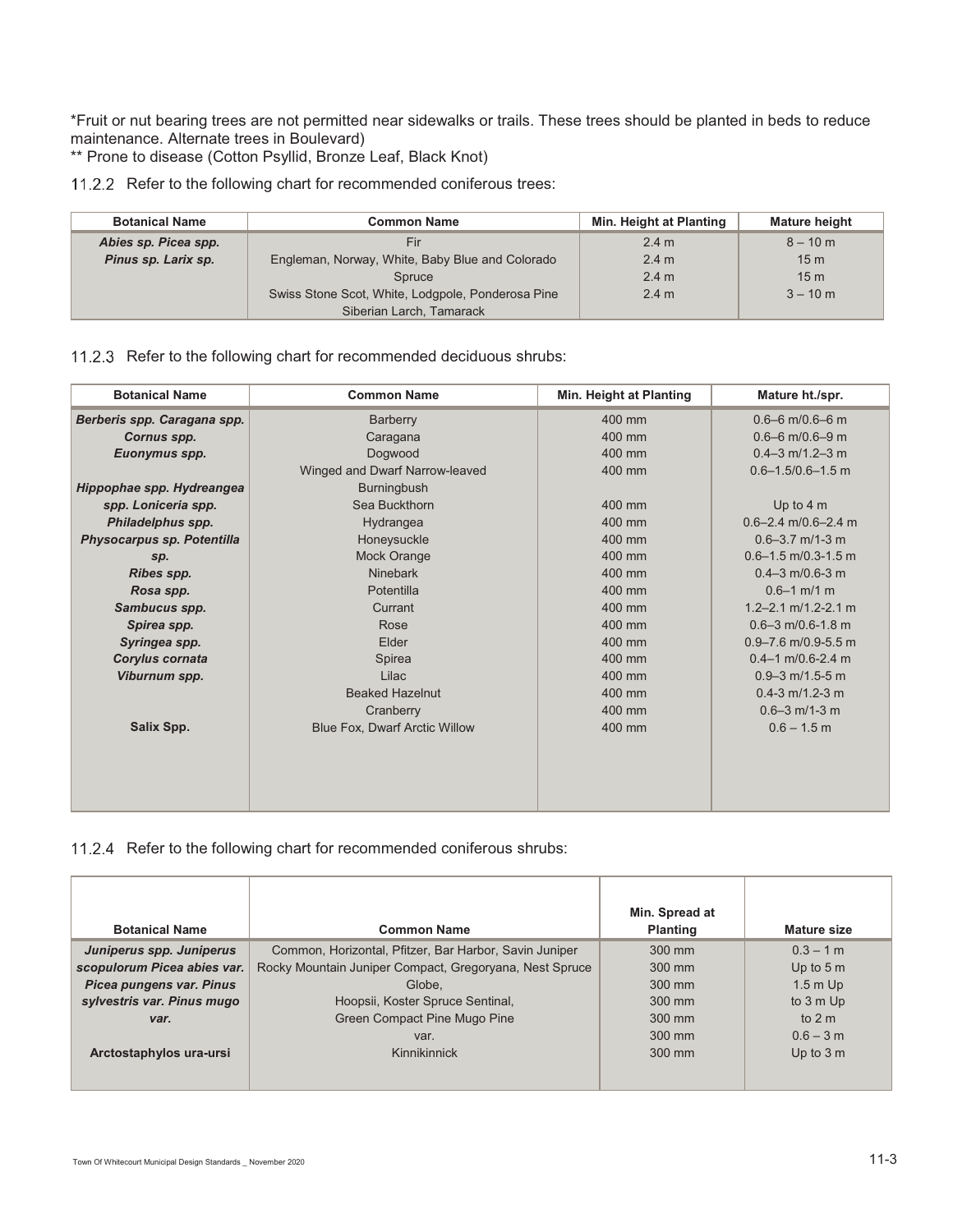*Fruit or nut bearing trees are not permitted near sidewalks or trails. These trees should be planted in beds to reduce maintenance. Alternate trees in Boulevard)
** Prone to disease (Cotton Psyllid, Bronze Leaf, Black Knot)

11.2.2 Refer to the following chart for recommended coniferous trees:

| Botanical Name | Common Name | Min. Height at Planting | Mature height |
|---|---|---|---|
| ***Abies sp. Picea spp. Pinus sp. Larix sp.*** | Fir | 2.4 m | 8 – 10 m |
| | Engleman, Norway, White, Baby Blue and Colorado Spruce | 2.4 m | 15 m |
| | | 2.4 m | 15 m |
| | Swiss Stone Scot, White, Lodgpole, Ponderosa Pine Siberian Larch, Tamarack | 2.4 m | 3 – 10 m |

11.2.3 Refer to the following chart for recommended deciduous shrubs:

| Botanical Name | Common Name | Min. Height at Planting | Mature ht./spr. |
|---|---|---|---|
| ***Berberis spp. Caragana spp.*** | Barberry | 400 mm | 0.6–6 m/0.6–6 m |
| ***Cornus spp.*** | Caragana | 400 mm | 0.6–6 m/0.6–9 m |
| ***Euonymus spp.*** | Dogwood | 400 mm | 0.4–3 m/1.2–3 m |
| | Winged and Dwarf Narrow-leaved | 400 mm | 0.6–1.5/0.6–1.5 m |
| ***Hippophae spp. Hydreangea*** | Burningbush | | |
| ***spp. Loniceria spp.*** | Sea Buckthorn | 400 mm | Up to 4 m |
| ***Philadelphus spp.*** | Hydrangea | 400 mm | 0.6–2.4 m/0.6–2.4 m |
| ***Physocarpus sp. Potentilla sp.*** | Honeysuckle | 400 mm | 0.6–3.7 m/1-3 m |
| | Mock Orange | 400 mm | 0.6–1.5 m/0.3-1.5 m |
| ***Ribes spp.*** | Ninebark | 400 mm | 0.4–3 m/0.6-3 m |
| ***Rosa spp.*** | Potentilla | 400 mm | 0.6–1 m/1 m |
| ***Sambucus spp.*** | Currant | 400 mm | 1.2–2.1 m/1.2-2.1 m |
| ***Spirea spp.*** | Rose | 400 mm | 0.6–3 m/0.6-1.8 m |
| ***Syringea spp.*** | Elder | 400 mm | 0.9–7.6 m/0.9-5.5 m |
| ***Corylus cornata*** | Spirea | 400 mm | 0.4–1 m/0.6-2.4 m |
| ***Viburnum spp.*** | Lilac | 400 mm | 0.9–3 m/1.5-5 m |
| | Beaked Hazelnut | 400 mm | 0.4-3 m/1.2-3 m |
| | Cranberry | 400 mm | 0.6–3 m/1-3 m |
| **Salix Spp.** | Blue Fox, Dwarf Arctic Willow | 400 mm | 0.6 – 1.5 m |

11.2.4 Refer to the following chart for recommended coniferous shrubs:

| Botanical Name | Common Name | Min. Spread at Planting | Mature size |
|---|---|---|---|
| ***Juniperus spp. Juniperus*** | Common, Horizontal, Pfitzer, Bar Harbor, Savin Juniper | 300 mm | 0.3 – 1 m |
| ***scopulorum Picea abies var.*** | Rocky Mountain Juniper Compact, Gregoryana, Nest Spruce | 300 mm | Up to 5 m |
| ***Picea pungens var. Pinus*** | Globe, | 300 mm | 1.5 m Up |
| ***sylvestris var. Pinus mugo*** | Hoopsii, Koster Spruce Sentinal, | 300 mm | to 3 m Up |
| ***var.*** | Green Compact Pine Mugo Pine | 300 mm | to 2 m |
| | var. | 300 mm | 0.6 – 3 m |
| **Arctostaphylos ura-ursi** | Kinnikinnick | 300 mm | Up to 3 m |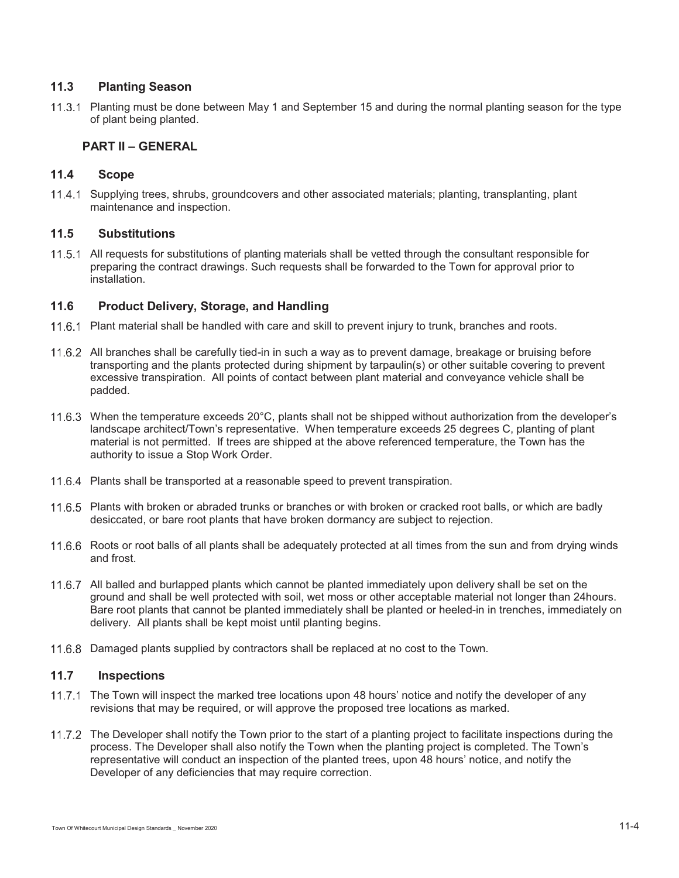## 11.3 Planting Season

11.3.1 Planting must be done between May 1 and September 15 and during the normal planting season for the type of plant being planted.

### PART II – GENERAL

## 11.4 Scope

11.4.1 Supplying trees, shrubs, groundcovers and other associated materials; planting, transplanting, plant maintenance and inspection.

## 11.5 Substitutions

11.5.1 All requests for substitutions of planting materials shall be vetted through the consultant responsible for preparing the contract drawings. Such requests shall be forwarded to the Town for approval prior to installation.

## 11.6 Product Delivery, Storage, and Handling

11.6.1 Plant material shall be handled with care and skill to prevent injury to trunk, branches and roots.

11.6.2 All branches shall be carefully tied-in in such a way as to prevent damage, breakage or bruising before transporting and the plants protected during shipment by tarpaulin(s) or other suitable covering to prevent excessive transpiration. All points of contact between plant material and conveyance vehicle shall be padded.

11.6.3 When the temperature exceeds 20°C, plants shall not be shipped without authorization from the developer's landscape architect/Town's representative. When temperature exceeds 25 degrees C, planting of plant material is not permitted. If trees are shipped at the above referenced temperature, the Town has the authority to issue a Stop Work Order.

11.6.4 Plants shall be transported at a reasonable speed to prevent transpiration.

11.6.5 Plants with broken or abraded trunks or branches or with broken or cracked root balls, or which are badly desiccated, or bare root plants that have broken dormancy are subject to rejection.

11.6.6 Roots or root balls of all plants shall be adequately protected at all times from the sun and from drying winds and frost.

11.6.7 All balled and burlapped plants which cannot be planted immediately upon delivery shall be set on the ground and shall be well protected with soil, wet moss or other acceptable material not longer than 24hours. Bare root plants that cannot be planted immediately shall be planted or heeled-in in trenches, immediately on delivery. All plants shall be kept moist until planting begins.

11.6.8 Damaged plants supplied by contractors shall be replaced at no cost to the Town.

## 11.7 Inspections

11.7.1 The Town will inspect the marked tree locations upon 48 hours' notice and notify the developer of any revisions that may be required, or will approve the proposed tree locations as marked.

11.7.2 The Developer shall notify the Town prior to the start of a planting project to facilitate inspections during the process. The Developer shall also notify the Town when the planting project is completed. The Town's representative will conduct an inspection of the planted trees, upon 48 hours' notice, and notify the Developer of any deficiencies that may require correction.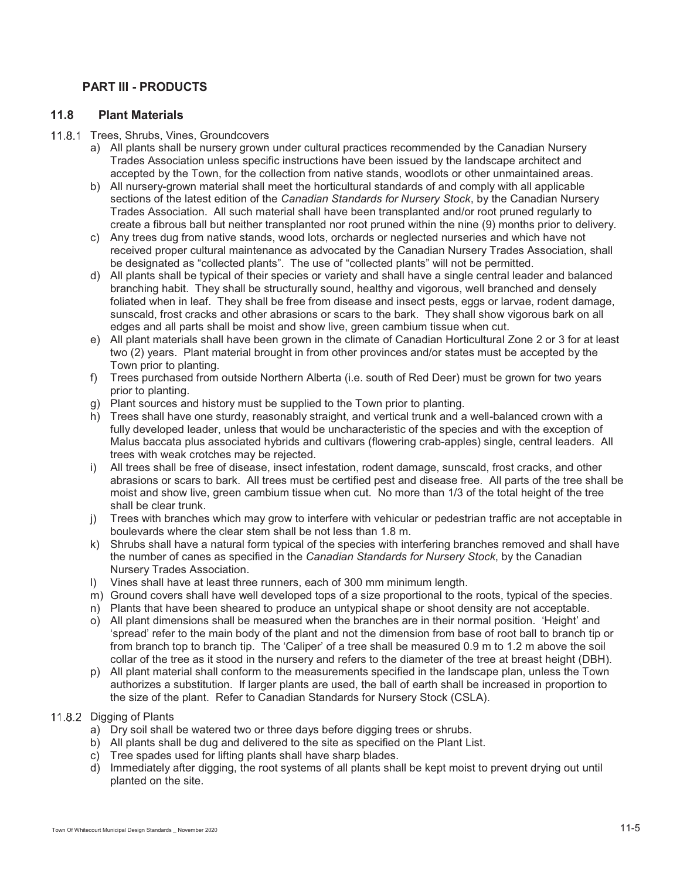## PART III - PRODUCTS

### 11.8 Plant Materials

11.8.1 Trees, Shrubs, Vines, Groundcovers

a) All plants shall be nursery grown under cultural practices recommended by the Canadian Nursery Trades Association unless specific instructions have been issued by the landscape architect and accepted by the Town, for the collection from native stands, woodlots or other unmaintained areas.

b) All nursery-grown material shall meet the horticultural standards of and comply with all applicable sections of the latest edition of the *Canadian Standards for Nursery Stock*, by the Canadian Nursery Trades Association. All such material shall have been transplanted and/or root pruned regularly to create a fibrous ball but neither transplanted nor root pruned within the nine (9) months prior to delivery.

c) Any trees dug from native stands, wood lots, orchards or neglected nurseries and which have not received proper cultural maintenance as advocated by the Canadian Nursery Trades Association, shall be designated as "collected plants". The use of "collected plants" will not be permitted.

d) All plants shall be typical of their species or variety and shall have a single central leader and balanced branching habit. They shall be structurally sound, healthy and vigorous, well branched and densely foliated when in leaf. They shall be free from disease and insect pests, eggs or larvae, rodent damage, sunscald, frost cracks and other abrasions or scars to the bark. They shall show vigorous bark on all edges and all parts shall be moist and show live, green cambium tissue when cut.

e) All plant materials shall have been grown in the climate of Canadian Horticultural Zone 2 or 3 for at least two (2) years. Plant material brought in from other provinces and/or states must be accepted by the Town prior to planting.

f) Trees purchased from outside Northern Alberta (i.e. south of Red Deer) must be grown for two years prior to planting.

g) Plant sources and history must be supplied to the Town prior to planting.

h) Trees shall have one sturdy, reasonably straight, and vertical trunk and a well-balanced crown with a fully developed leader, unless that would be uncharacteristic of the species and with the exception of Malus baccata plus associated hybrids and cultivars (flowering crab-apples) single, central leaders. All trees with weak crotches may be rejected.

i) All trees shall be free of disease, insect infestation, rodent damage, sunscald, frost cracks, and other abrasions or scars to bark. All trees must be certified pest and disease free. All parts of the tree shall be moist and show live, green cambium tissue when cut. No more than 1/3 of the total height of the tree shall be clear trunk.

j) Trees with branches which may grow to interfere with vehicular or pedestrian traffic are not acceptable in boulevards where the clear stem shall be not less than 1.8 m.

k) Shrubs shall have a natural form typical of the species with interfering branches removed and shall have the number of canes as specified in the *Canadian Standards for Nursery Stock*, by the Canadian Nursery Trades Association.

l) Vines shall have at least three runners, each of 300 mm minimum length.

m) Ground covers shall have well developed tops of a size proportional to the roots, typical of the species.

n) Plants that have been sheared to produce an untypical shape or shoot density are not acceptable.

o) All plant dimensions shall be measured when the branches are in their normal position. 'Height' and 'spread' refer to the main body of the plant and not the dimension from base of root ball to branch tip or from branch top to branch tip. The 'Caliper' of a tree shall be measured 0.9 m to 1.2 m above the soil collar of the tree as it stood in the nursery and refers to the diameter of the tree at breast height (DBH).

p) All plant material shall conform to the measurements specified in the landscape plan, unless the Town authorizes a substitution. If larger plants are used, the ball of earth shall be increased in proportion to the size of the plant. Refer to Canadian Standards for Nursery Stock (CSLA).

11.8.2 Digging of Plants

a) Dry soil shall be watered two or three days before digging trees or shrubs.

b) All plants shall be dug and delivered to the site as specified on the Plant List.

c) Tree spades used for lifting plants shall have sharp blades.

d) Immediately after digging, the root systems of all plants shall be kept moist to prevent drying out until planted on the site.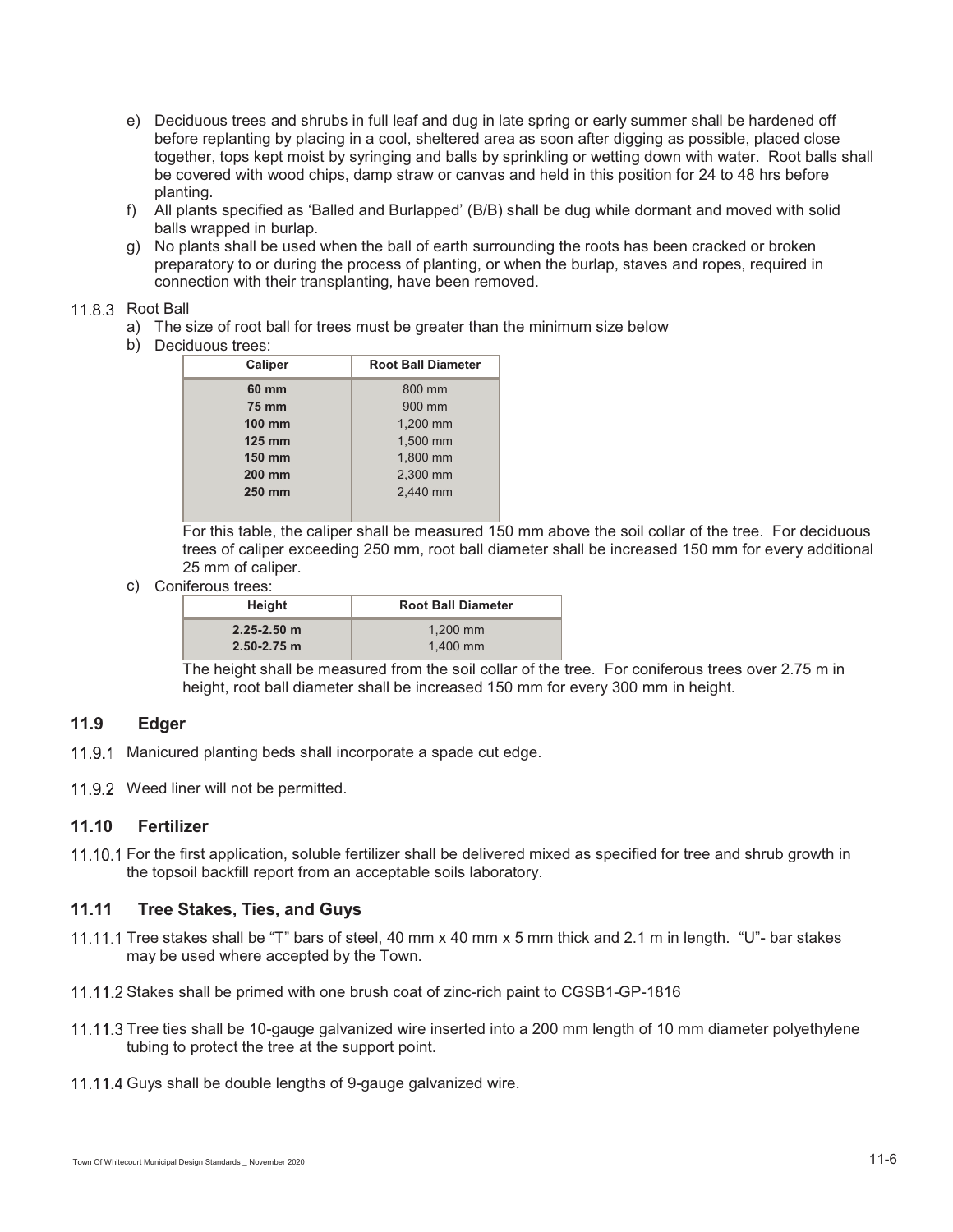e) Deciduous trees and shrubs in full leaf and dug in late spring or early summer shall be hardened off before replanting by placing in a cool, sheltered area as soon after digging as possible, placed close together, tops kept moist by syringing and balls by sprinkling or wetting down with water. Root balls shall be covered with wood chips, damp straw or canvas and held in this position for 24 to 48 hrs before planting.

f) All plants specified as 'Balled and Burlapped' (B/B) shall be dug while dormant and moved with solid balls wrapped in burlap.

g) No plants shall be used when the ball of earth surrounding the roots has been cracked or broken preparatory to or during the process of planting, or when the burlap, staves and ropes, required in connection with their transplanting, have been removed.

11.8.3 Root Ball

a) The size of root ball for trees must be greater than the minimum size below

b) Deciduous trees:

| Caliper | Root Ball Diameter |
|---|---|
| **60 mm** | 800 mm |
| **75 mm** | 900 mm |
| **100 mm** | 1,200 mm |
| **125 mm** | 1,500 mm |
| **150 mm** | 1,800 mm |
| **200 mm** | 2,300 mm |
| **250 mm** | 2,440 mm |

For this table, the caliper shall be measured 150 mm above the soil collar of the tree. For deciduous trees of caliper exceeding 250 mm, root ball diameter shall be increased 150 mm for every additional 25 mm of caliper.

c) Coniferous trees:

| Height | Root Ball Diameter |
|---|---|
| **2.25-2.50 m** | 1,200 mm |
| **2.50-2.75 m** | 1,400 mm |

The height shall be measured from the soil collar of the tree. For coniferous trees over 2.75 m in height, root ball diameter shall be increased 150 mm for every 300 mm in height.

## 11.9 Edger

11.9.1 Manicured planting beds shall incorporate a spade cut edge.

11.9.2 Weed liner will not be permitted.

## 11.10 Fertilizer

11.10.1 For the first application, soluble fertilizer shall be delivered mixed as specified for tree and shrub growth in the topsoil backfill report from an acceptable soils laboratory.

## 11.11 Tree Stakes, Ties, and Guys

11.11.1 Tree stakes shall be "T" bars of steel, 40 mm x 40 mm x 5 mm thick and 2.1 m in length. "U"- bar stakes may be used where accepted by the Town.

11.11.2 Stakes shall be primed with one brush coat of zinc-rich paint to CGSB1-GP-1816

11.11.3 Tree ties shall be 10-gauge galvanized wire inserted into a 200 mm length of 10 mm diameter polyethylene tubing to protect the tree at the support point.

11.11.4 Guys shall be double lengths of 9-gauge galvanized wire.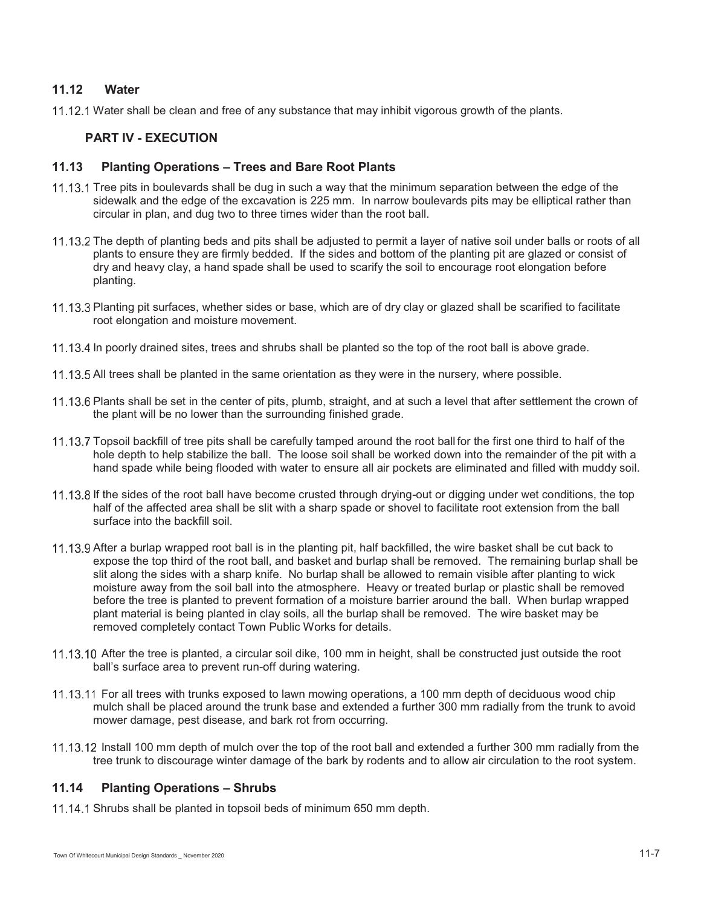## 11.12 Water

11.12.1 Water shall be clean and free of any substance that may inhibit vigorous growth of the plants.

### PART IV - EXECUTION

## 11.13 Planting Operations – Trees and Bare Root Plants

11.13.1 Tree pits in boulevards shall be dug in such a way that the minimum separation between the edge of the sidewalk and the edge of the excavation is 225 mm. In narrow boulevards pits may be elliptical rather than circular in plan, and dug two to three times wider than the root ball.

11.13.2 The depth of planting beds and pits shall be adjusted to permit a layer of native soil under balls or roots of all plants to ensure they are firmly bedded. If the sides and bottom of the planting pit are glazed or consist of dry and heavy clay, a hand spade shall be used to scarify the soil to encourage root elongation before planting.

11.13.3 Planting pit surfaces, whether sides or base, which are of dry clay or glazed shall be scarified to facilitate root elongation and moisture movement.

11.13.4 In poorly drained sites, trees and shrubs shall be planted so the top of the root ball is above grade.

11.13.5 All trees shall be planted in the same orientation as they were in the nursery, where possible.

11.13.6 Plants shall be set in the center of pits, plumb, straight, and at such a level that after settlement the crown of the plant will be no lower than the surrounding finished grade.

11.13.7 Topsoil backfill of tree pits shall be carefully tamped around the root ball for the first one third to half of the hole depth to help stabilize the ball. The loose soil shall be worked down into the remainder of the pit with a hand spade while being flooded with water to ensure all air pockets are eliminated and filled with muddy soil.

11.13.8 If the sides of the root ball have become crusted through drying-out or digging under wet conditions, the top half of the affected area shall be slit with a sharp spade or shovel to facilitate root extension from the ball surface into the backfill soil.

11.13.9 After a burlap wrapped root ball is in the planting pit, half backfilled, the wire basket shall be cut back to expose the top third of the root ball, and basket and burlap shall be removed. The remaining burlap shall be slit along the sides with a sharp knife. No burlap shall be allowed to remain visible after planting to wick moisture away from the soil ball into the atmosphere. Heavy or treated burlap or plastic shall be removed before the tree is planted to prevent formation of a moisture barrier around the ball. When burlap wrapped plant material is being planted in clay soils, all the burlap shall be removed. The wire basket may be removed completely contact Town Public Works for details.

11.13.10 After the tree is planted, a circular soil dike, 100 mm in height, shall be constructed just outside the root ball's surface area to prevent run-off during watering.

11.13.11 For all trees with trunks exposed to lawn mowing operations, a 100 mm depth of deciduous wood chip mulch shall be placed around the trunk base and extended a further 300 mm radially from the trunk to avoid mower damage, pest disease, and bark rot from occurring.

11.13.12 Install 100 mm depth of mulch over the top of the root ball and extended a further 300 mm radially from the tree trunk to discourage winter damage of the bark by rodents and to allow air circulation to the root system.

## 11.14 Planting Operations – Shrubs

11.14.1 Shrubs shall be planted in topsoil beds of minimum 650 mm depth.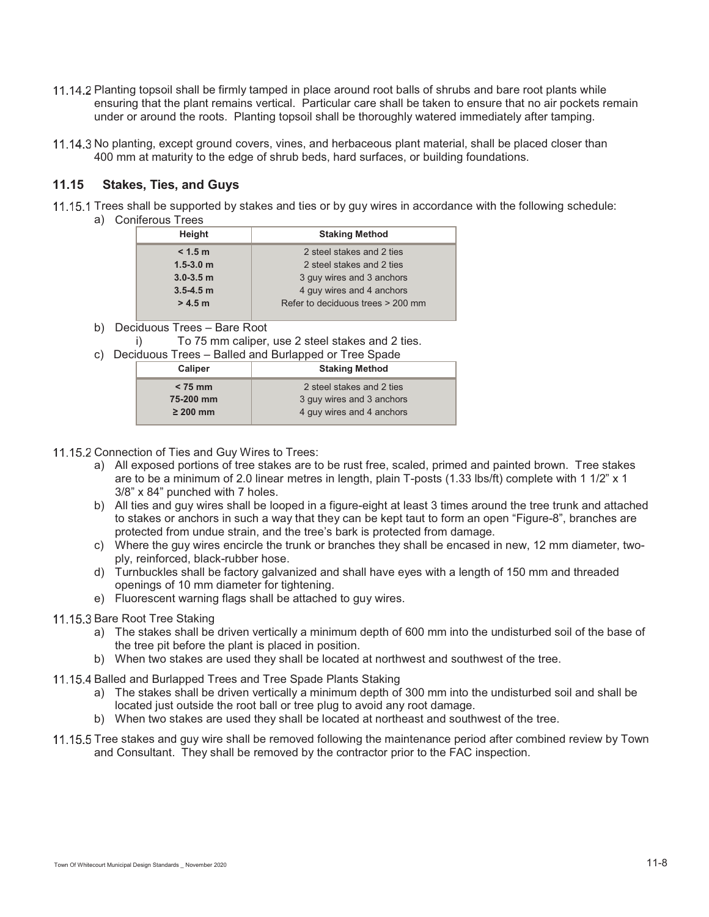11.14.2 Planting topsoil shall be firmly tamped in place around root balls of shrubs and bare root plants while ensuring that the plant remains vertical. Particular care shall be taken to ensure that no air pockets remain under or around the roots. Planting topsoil shall be thoroughly watered immediately after tamping.

11.14.3 No planting, except ground covers, vines, and herbaceous plant material, shall be placed closer than 400 mm at maturity to the edge of shrub beds, hard surfaces, or building foundations.

## 11.15 Stakes, Ties, and Guys

11.15.1 Trees shall be supported by stakes and ties or by guy wires in accordance with the following schedule:

a) Coniferous Trees

| Height | Staking Method |
|---|---|
| < 1.5 m | 2 steel stakes and 2 ties |
| 1.5-3.0 m | 2 steel stakes and 2 ties |
| 3.0-3.5 m | 3 guy wires and 3 anchors |
| 3.5-4.5 m | 4 guy wires and 4 anchors |
| > 4.5 m | Refer to deciduous trees > 200 mm |

b) Deciduous Trees – Bare Root

i) To 75 mm caliper, use 2 steel stakes and 2 ties.

c) Deciduous Trees – Balled and Burlapped or Tree Spade

| Caliper | Staking Method |
|---|---|
| < 75 mm | 2 steel stakes and 2 ties |
| 75-200 mm | 3 guy wires and 3 anchors |
| ≥ 200 mm | 4 guy wires and 4 anchors |

11.15.2 Connection of Ties and Guy Wires to Trees:

a) All exposed portions of tree stakes are to be rust free, scaled, primed and painted brown. Tree stakes are to be a minimum of 2.0 linear metres in length, plain T-posts (1.33 lbs/ft) complete with 1 1/2" x 1 3/8" x 84" punched with 7 holes.

b) All ties and guy wires shall be looped in a figure-eight at least 3 times around the tree trunk and attached to stakes or anchors in such a way that they can be kept taut to form an open "Figure-8", branches are protected from undue strain, and the tree's bark is protected from damage.

c) Where the guy wires encircle the trunk or branches they shall be encased in new, 12 mm diameter, two-ply, reinforced, black-rubber hose.

d) Turnbuckles shall be factory galvanized and shall have eyes with a length of 150 mm and threaded openings of 10 mm diameter for tightening.

e) Fluorescent warning flags shall be attached to guy wires.

11.15.3 Bare Root Tree Staking

a) The stakes shall be driven vertically a minimum depth of 600 mm into the undisturbed soil of the base of the tree pit before the plant is placed in position.

b) When two stakes are used they shall be located at northwest and southwest of the tree.

11.15.4 Balled and Burlapped Trees and Tree Spade Plants Staking

a) The stakes shall be driven vertically a minimum depth of 300 mm into the undisturbed soil and shall be located just outside the root ball or tree plug to avoid any root damage.

b) When two stakes are used they shall be located at northeast and southwest of the tree.

11.15.5 Tree stakes and guy wire shall be removed following the maintenance period after combined review by Town and Consultant. They shall be removed by the contractor prior to the FAC inspection.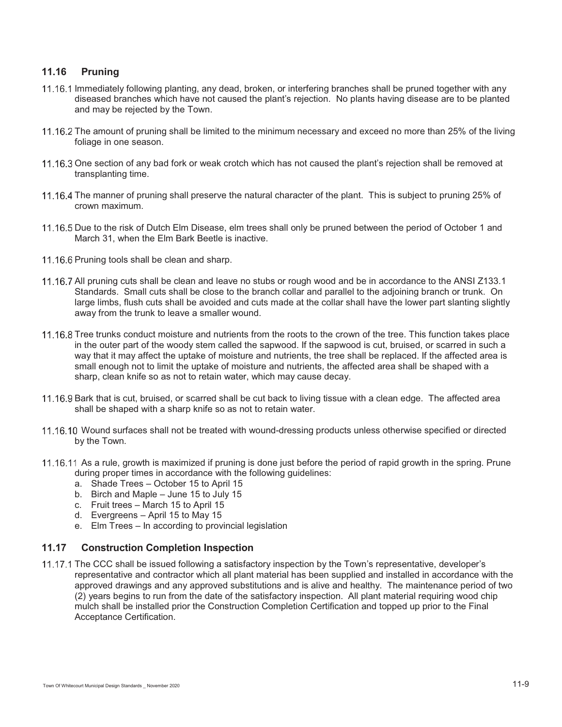## 11.16 Pruning

11.16.1 Immediately following planting, any dead, broken, or interfering branches shall be pruned together with any diseased branches which have not caused the plant's rejection. No plants having disease are to be planted and may be rejected by the Town.

11.16.2 The amount of pruning shall be limited to the minimum necessary and exceed no more than 25% of the living foliage in one season.

11.16.3 One section of any bad fork or weak crotch which has not caused the plant's rejection shall be removed at transplanting time.

11.16.4 The manner of pruning shall preserve the natural character of the plant. This is subject to pruning 25% of crown maximum.

11.16.5 Due to the risk of Dutch Elm Disease, elm trees shall only be pruned between the period of October 1 and March 31, when the Elm Bark Beetle is inactive.

11.16.6 Pruning tools shall be clean and sharp.

11.16.7 All pruning cuts shall be clean and leave no stubs or rough wood and be in accordance to the ANSI Z133.1 Standards. Small cuts shall be close to the branch collar and parallel to the adjoining branch or trunk. On large limbs, flush cuts shall be avoided and cuts made at the collar shall have the lower part slanting slightly away from the trunk to leave a smaller wound.

11.16.8 Tree trunks conduct moisture and nutrients from the roots to the crown of the tree. This function takes place in the outer part of the woody stem called the sapwood. If the sapwood is cut, bruised, or scarred in such a way that it may affect the uptake of moisture and nutrients, the tree shall be replaced. If the affected area is small enough not to limit the uptake of moisture and nutrients, the affected area shall be shaped with a sharp, clean knife so as not to retain water, which may cause decay.

11.16.9 Bark that is cut, bruised, or scarred shall be cut back to living tissue with a clean edge. The affected area shall be shaped with a sharp knife so as not to retain water.

11.16.10 Wound surfaces shall not be treated with wound-dressing products unless otherwise specified or directed by the Town.

11.16.11 As a rule, growth is maximized if pruning is done just before the period of rapid growth in the spring. Prune during proper times in accordance with the following guidelines:

a. Shade Trees – October 15 to April 15
b. Birch and Maple – June 15 to July 15
c. Fruit trees – March 15 to April 15
d. Evergreens – April 15 to May 15
e. Elm Trees – In according to provincial legislation

## 11.17 Construction Completion Inspection

11.17.1 The CCC shall be issued following a satisfactory inspection by the Town's representative, developer's representative and contractor which all plant material has been supplied and installed in accordance with the approved drawings and any approved substitutions and is alive and healthy. The maintenance period of two (2) years begins to run from the date of the satisfactory inspection. All plant material requiring wood chip mulch shall be installed prior the Construction Completion Certification and topped up prior to the Final Acceptance Certification.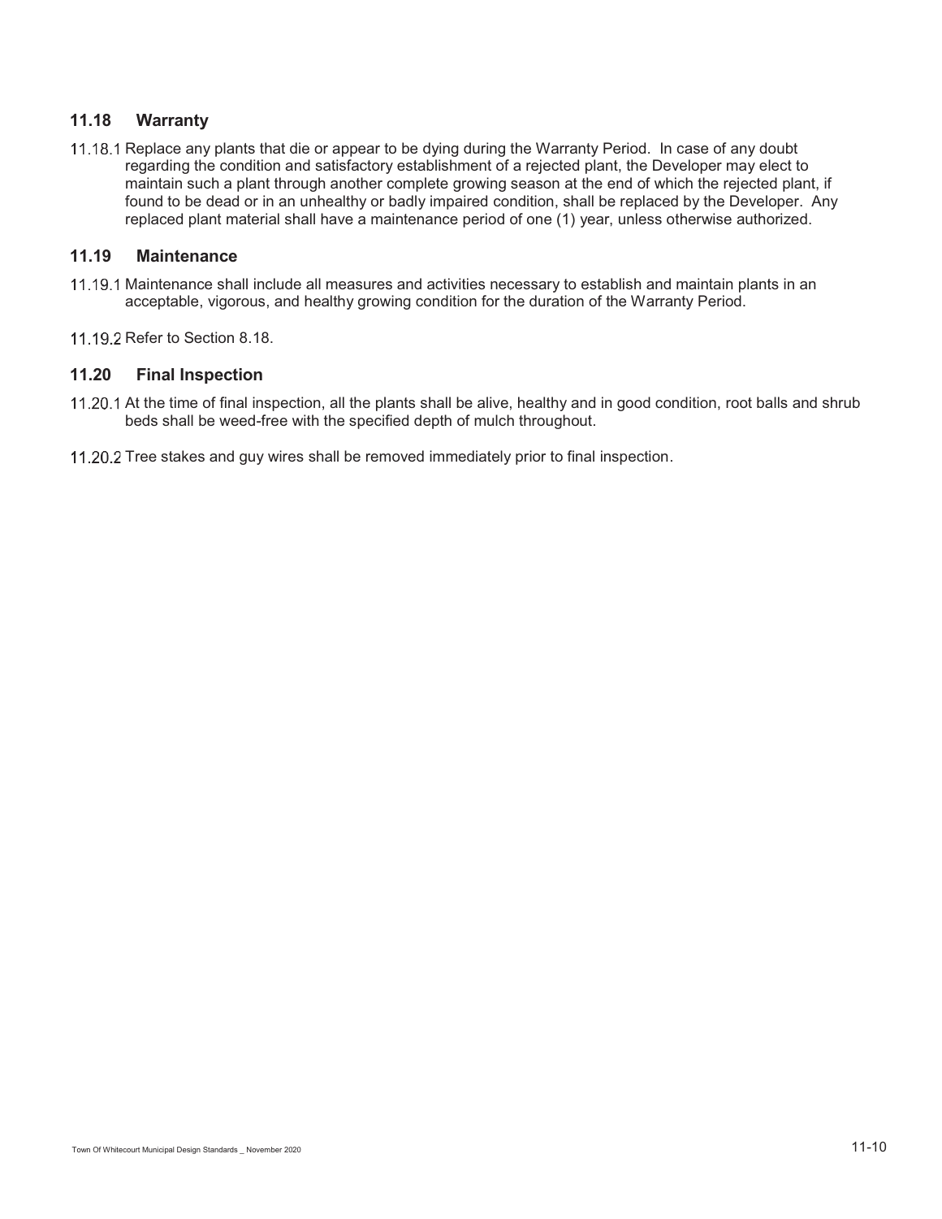## 11.18 Warranty

11.18.1 Replace any plants that die or appear to be dying during the Warranty Period. In case of any doubt regarding the condition and satisfactory establishment of a rejected plant, the Developer may elect to maintain such a plant through another complete growing season at the end of which the rejected plant, if found to be dead or in an unhealthy or badly impaired condition, shall be replaced by the Developer. Any replaced plant material shall have a maintenance period of one (1) year, unless otherwise authorized.

## 11.19 Maintenance

11.19.1 Maintenance shall include all measures and activities necessary to establish and maintain plants in an acceptable, vigorous, and healthy growing condition for the duration of the Warranty Period.

11.19.2 Refer to Section 8.18.

## 11.20 Final Inspection

11.20.1 At the time of final inspection, all the plants shall be alive, healthy and in good condition, root balls and shrub beds shall be weed-free with the specified depth of mulch throughout.

11.20.2 Tree stakes and guy wires shall be removed immediately prior to final inspection.